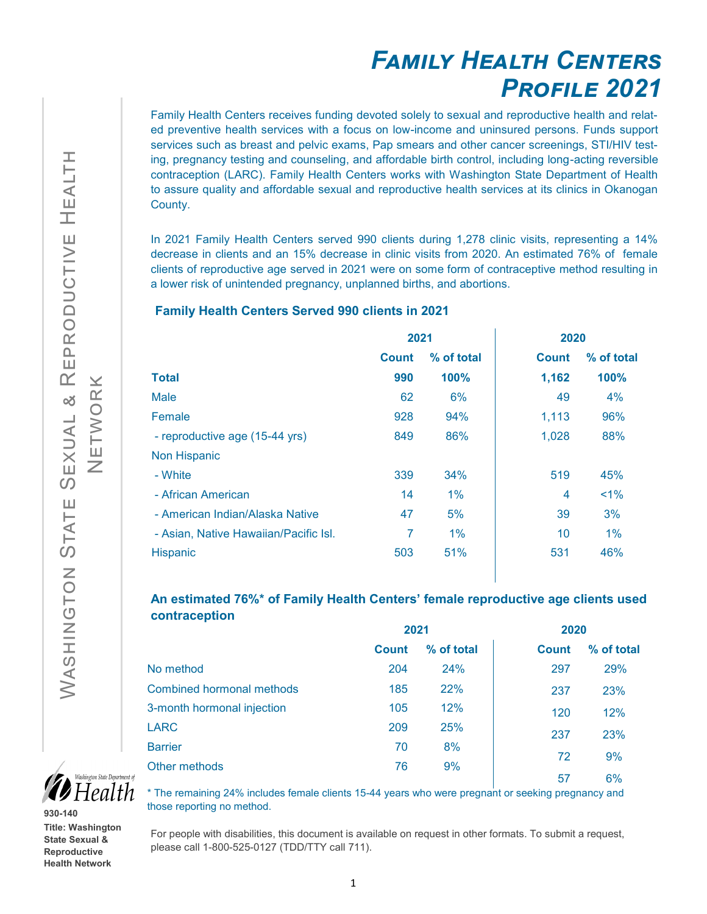# *Family Health Centers Profile 2021*

Washington State Sexual & Reproductive Health Network

Family Health Centers receives funding devoted solely to sexual and reproductive health and related preventive health services with a focus on low-income and uninsured persons. Funds support services such as breast and pelvic exams, Pap smears and other cancer screenings, STI/HIV testing, pregnancy testing and counseling, and affordable birth control, including long-acting reversible contraception (LARC). Family Health Centers works with Washington State Department of Health to assure quality and affordable sexual and reproductive health services at its clinics in Okanogan County.

In 2021 Family Health Centers served 990 clients during 1,278 clinic visits, representing a 14% decrease in clients and an 15% decrease in clinic visits from 2020. An estimated 76% of female clients of reproductive age served in 2021 were on some form of contraceptive method resulting in a lower risk of unintended pregnancy, unplanned births, and abortions.

### Family Health Centers Served 990 clients in 2021

| | 2021 | | 2020 | |
|---|---|---|---|---|
| | **Count** | **% of total** | **Count** | **% of total** |
| **Total** | **990** | **100%** | **1,162** | **100%** |
| Male | 62 | 6% | 49 | 4% |
| Female | 928 | 94% | 1,113 | 96% |
| - reproductive age (15-44 yrs) | 849 | 86% | 1,028 | 88% |
| Non Hispanic | | | | |
| - White | 339 | 34% | 519 | 45% |
| - African American | 14 | 1% | 4 | <1% |
| - American Indian/Alaska Native | 47 | 5% | 39 | 3% |
| - Asian, Native Hawaiian/Pacific Isl. | 7 | 1% | 10 | 1% |
| Hispanic | 503 | 51% | 531 | 46% |

### An estimated 76%* of Family Health Centers' female reproductive age clients used contraception

| | 2021 | | 2020 | |
|---|---|---|---|---|
| | **Count** | **% of total** | **Count** | **% of total** |
| No method | 204 | 24% | 297 | 29% |
| Combined hormonal methods | 185 | 22% | 237 | 23% |
| 3-month hormonal injection | 105 | 12% | 120 | 12% |
| LARC | 209 | 25% | 237 | 23% |
| Barrier | 70 | 8% | 72 | 9% |
| Other methods | 76 | 9% | 57 | 6% |

\* The remaining 24% includes female clients 15-44 years who were pregnant or seeking pregnancy and those reporting no method.

For people with disabilities, this document is available on request in other formats. To submit a request, please call 1-800-525-0127 (TDD/TTY call 711).

Washington State Department of Health

930-140

**Title: Washington State Sexual & Reproductive Health Network**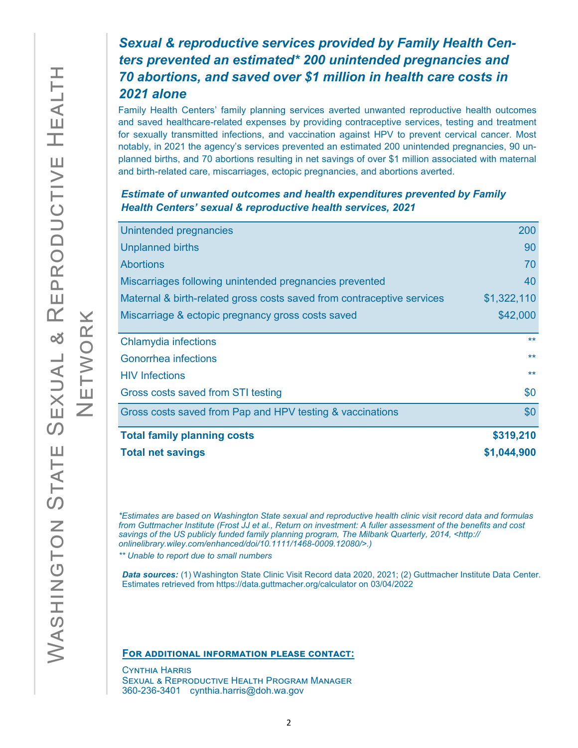Washington State Sexual & Reproductive Health Network

## *Sexual & reproductive services provided by Family Health Centers prevented an estimated* 200 unintended pregnancies and 70 abortions, and saved over $1 million in health care costs in 2021 alone*

Family Health Centers' family planning services averted unwanted reproductive health outcomes and saved healthcare-related expenses by providing contraceptive services, testing and treatment for sexually transmitted infections, and vaccination against HPV to prevent cervical cancer. Most notably, in 2021 the agency's services prevented an estimated 200 unintended pregnancies, 90 unplanned births, and 70 abortions resulting in net savings of over $1 million associated with maternal and birth-related care, miscarriages, ectopic pregnancies, and abortions averted.

***Estimate of unwanted outcomes and health expenditures prevented by Family Health Centers' sexual & reproductive health services, 2021***

| | |
|---|---|
| Unintended pregnancies | 200 |
| Unplanned births | 90 |
| Abortions | 70 |
| Miscarriages following unintended pregnancies prevented | 40 |
| Maternal & birth-related gross costs saved from contraceptive services | $1,322,110 |
| Miscarriage & ectopic pregnancy gross costs saved | $42,000 |
| Chlamydia infections | ** |
| Gonorrhea infections | ** |
| HIV Infections | ** |
| Gross costs saved from STI testing | $0 |
| Gross costs saved from Pap and HPV testing & vaccinations | $0 |
| **Total family planning costs** | **$319,210** |
| **Total net savings** | **$1,044,900** |

*\*Estimates are based on Washington State sexual and reproductive health clinic visit record data and formulas from Guttmacher Institute (Frost JJ et al., Return on investment: A fuller assessment of the benefits and cost savings of the US publicly funded family planning program, The Milbank Quarterly, 2014, <http://onlinelibrary.wiley.com/enhanced/doi/10.1111/1468-0009.12080/>.)*

*\*\* Unable to report due to small numbers*

***Data sources:*** (1) Washington State Clinic Visit Record data 2020, 2021; (2) Guttmacher Institute Data Center. Estimates retrieved from https://data.guttmacher.org/calculator on 03/04/2022

**For additional information please contact:**

Cynthia Harris
Sexual & Reproductive Health Program Manager
360-236-3401 cynthia.harris@doh.wa.gov